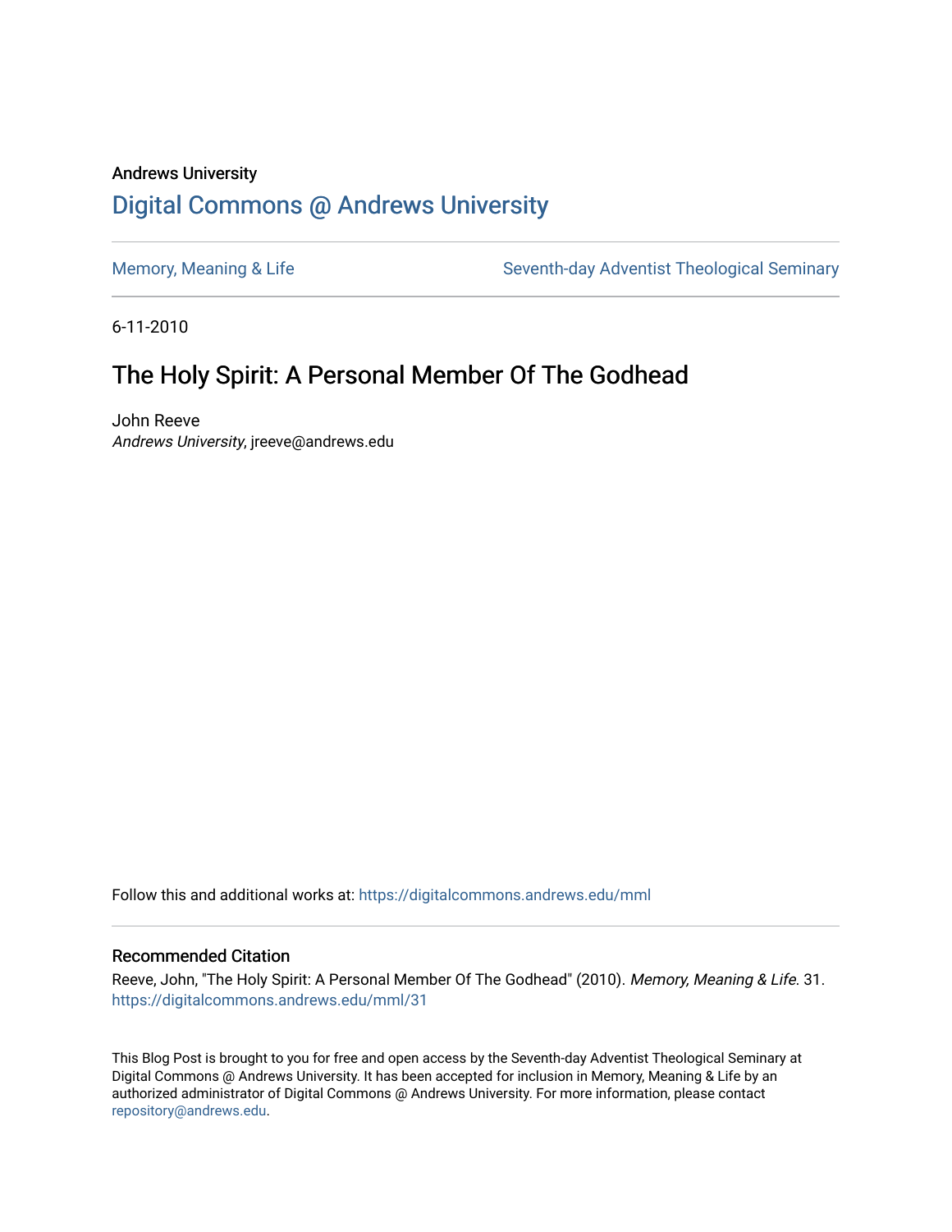Andrews University

# Digital Commons @ Andrews University

Memory, Meaning & Life

Seventh-day Adventist Theological Seminary

6-11-2010

## The Holy Spirit: A Personal Member Of The Godhead

John Reeve
*Andrews University*, jreeve@andrews.edu

Follow this and additional works at: https://digitalcommons.andrews.edu/mml

### Recommended Citation

Reeve, John, "The Holy Spirit: A Personal Member Of The Godhead" (2010). *Memory, Meaning & Life*. 31.
https://digitalcommons.andrews.edu/mml/31

This Blog Post is brought to you for free and open access by the Seventh-day Adventist Theological Seminary at Digital Commons @ Andrews University. It has been accepted for inclusion in Memory, Meaning & Life by an authorized administrator of Digital Commons @ Andrews University. For more information, please contact repository@andrews.edu.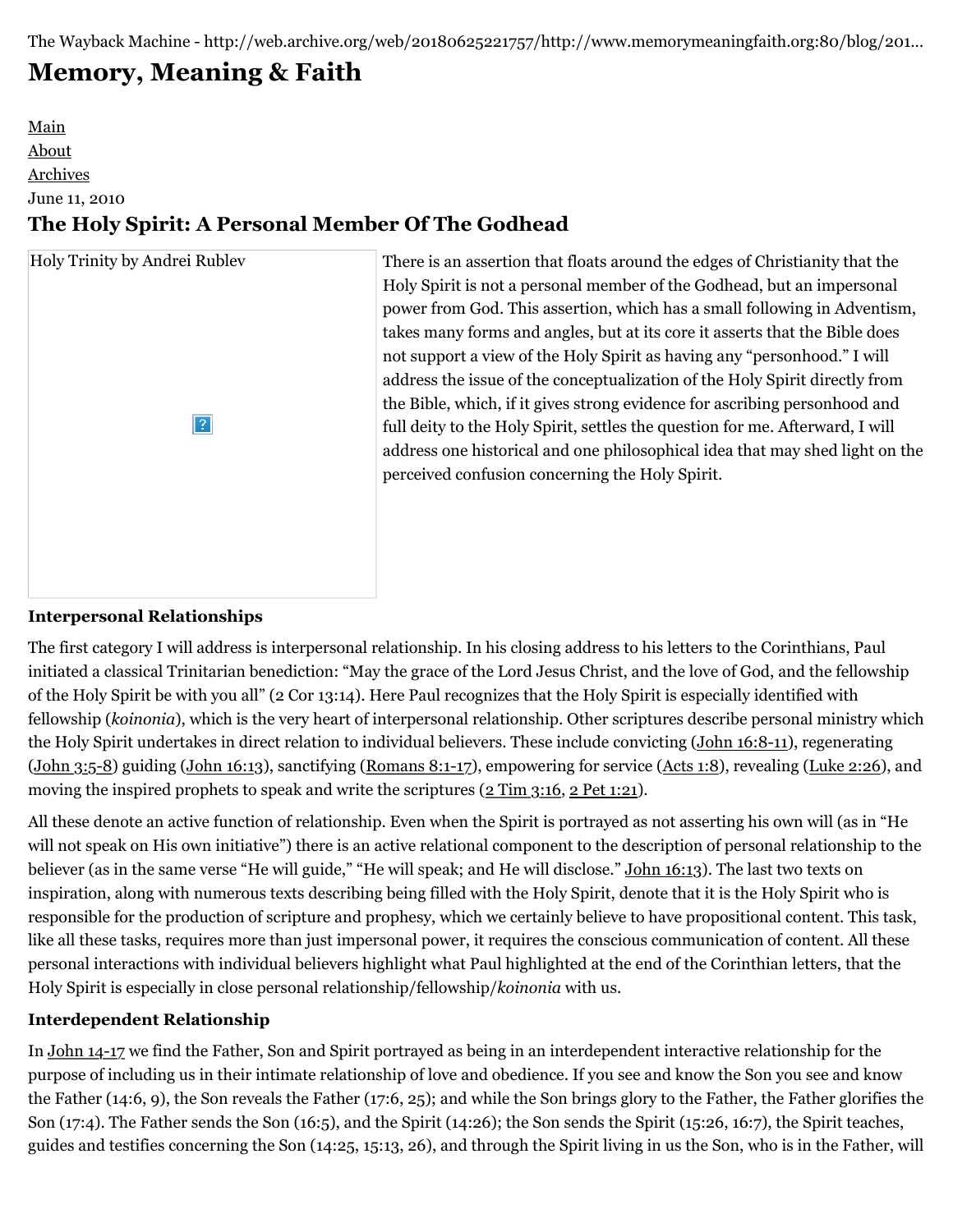The Wayback Machine - http://web.archive.org/web/20180625221757/http://www.memorymeaningfaith.org:80/blog/201...

# Memory, Meaning & Faith

[Main](#)
[About](#)
[Archives](#)

June 11, 2010

## The Holy Spirit: A Personal Member Of The Godhead

Holy Trinity by Andrei Rublev

There is an assertion that floats around the edges of Christianity that the Holy Spirit is not a personal member of the Godhead, but an impersonal power from God. This assertion, which has a small following in Adventism, takes many forms and angles, but at its core it asserts that the Bible does not support a view of the Holy Spirit as having any "personhood." I will address the issue of the conceptualization of the Holy Spirit directly from the Bible, which, if it gives strong evidence for ascribing personhood and full deity to the Holy Spirit, settles the question for me. Afterward, I will address one historical and one philosophical idea that may shed light on the perceived confusion concerning the Holy Spirit.

### Interpersonal Relationships

The first category I will address is interpersonal relationship. In his closing address to his letters to the Corinthians, Paul initiated a classical Trinitarian benediction: "May the grace of the Lord Jesus Christ, and the love of God, and the fellowship of the Holy Spirit be with you all" (2 Cor 13:14). Here Paul recognizes that the Holy Spirit is especially identified with fellowship (*koinonia*), which is the very heart of interpersonal relationship. Other scriptures describe personal ministry which the Holy Spirit undertakes in direct relation to individual believers. These include convicting ([John 16:8-11](#)), regenerating ([John 3:5-8](#)) guiding ([John 16:13](#)), sanctifying ([Romans 8:1-17](#)), empowering for service ([Acts 1:8](#)), revealing ([Luke 2:26](#)), and moving the inspired prophets to speak and write the scriptures ([2 Tim 3:16](#), [2 Pet 1:21](#)).

All these denote an active function of relationship. Even when the Spirit is portrayed as not asserting his own will (as in "He will not speak on His own initiative") there is an active relational component to the description of personal relationship to the believer (as in the same verse "He will guide," "He will speak; and He will disclose." [John 16:13](#)). The last two texts on inspiration, along with numerous texts describing being filled with the Holy Spirit, denote that it is the Holy Spirit who is responsible for the production of scripture and prophesy, which we certainly believe to have propositional content. This task, like all these tasks, requires more than just impersonal power, it requires the conscious communication of content. All these personal interactions with individual believers highlight what Paul highlighted at the end of the Corinthian letters, that the Holy Spirit is especially in close personal relationship/fellowship/*koinonia* with us.

### Interdependent Relationship

In [John 14-17](#) we find the Father, Son and Spirit portrayed as being in an interdependent interactive relationship for the purpose of including us in their intimate relationship of love and obedience. If you see and know the Son you see and know the Father (14:6, 9), the Son reveals the Father (17:6, 25); and while the Son brings glory to the Father, the Father glorifies the Son (17:4). The Father sends the Son (16:5), and the Spirit (14:26); the Son sends the Spirit (15:26, 16:7), the Spirit teaches, guides and testifies concerning the Son (14:25, 15:13, 26), and through the Spirit living in us the Son, who is in the Father, will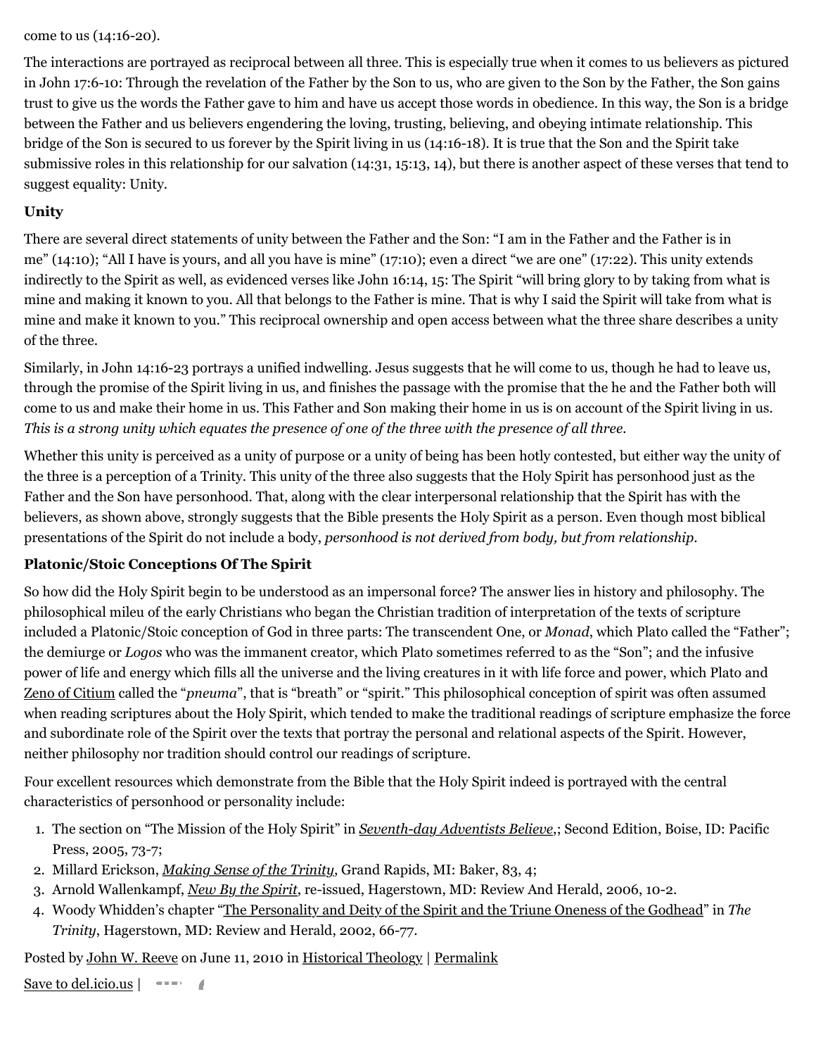come to us (14:16-20).

The interactions are portrayed as reciprocal between all three. This is especially true when it comes to us believers as pictured in John 17:6-10: Through the revelation of the Father by the Son to us, who are given to the Son by the Father, the Son gains trust to give us the words the Father gave to him and have us accept those words in obedience. In this way, the Son is a bridge between the Father and us believers engendering the loving, trusting, believing, and obeying intimate relationship. This bridge of the Son is secured to us forever by the Spirit living in us (14:16-18). It is true that the Son and the Spirit take submissive roles in this relationship for our salvation (14:31, 15:13, 14), but there is another aspect of these verses that tend to suggest equality: Unity.

**Unity**

There are several direct statements of unity between the Father and the Son: "I am in the Father and the Father is in me" (14:10); "All I have is yours, and all you have is mine" (17:10); even a direct "we are one" (17:22). This unity extends indirectly to the Spirit as well, as evidenced verses like John 16:14, 15: The Spirit "will bring glory to by taking from what is mine and making it known to you. All that belongs to the Father is mine. That is why I said the Spirit will take from what is mine and make it known to you." This reciprocal ownership and open access between what the three share describes a unity of the three.

Similarly, in John 14:16-23 portrays a unified indwelling. Jesus suggests that he will come to us, though he had to leave us, through the promise of the Spirit living in us, and finishes the passage with the promise that the he and the Father both will come to us and make their home in us. This Father and Son making their home in us is on account of the Spirit living in us. *This is a strong unity which equates the presence of one of the three with the presence of all three.*

Whether this unity is perceived as a unity of purpose or a unity of being has been hotly contested, but either way the unity of the three is a perception of a Trinity. This unity of the three also suggests that the Holy Spirit has personhood just as the Father and the Son have personhood. That, along with the clear interpersonal relationship that the Spirit has with the believers, as shown above, strongly suggests that the Bible presents the Holy Spirit as a person. Even though most biblical presentations of the Spirit do not include a body, *personhood is not derived from body, but from relationship.*

**Platonic/Stoic Conceptions Of The Spirit**

So how did the Holy Spirit begin to be understood as an impersonal force? The answer lies in history and philosophy. The philosophical mileu of the early Christians who began the Christian tradition of interpretation of the texts of scripture included a Platonic/Stoic conception of God in three parts: The transcendent One, or *Monad*, which Plato called the "Father"; the demiurge or *Logos* who was the immanent creator, which Plato sometimes referred to as the "Son"; and the infusive power of life and energy which fills all the universe and the living creatures in it with life force and power, which Plato and Zeno of Citium called the "*pneuma*", that is "breath" or "spirit." This philosophical conception of spirit was often assumed when reading scriptures about the Holy Spirit, which tended to make the traditional readings of scripture emphasize the force and subordinate role of the Spirit over the texts that portray the personal and relational aspects of the Spirit. However, neither philosophy nor tradition should control our readings of scripture.

Four excellent resources which demonstrate from the Bible that the Holy Spirit indeed is portrayed with the central characteristics of personhood or personality include:

1. The section on "The Mission of the Holy Spirit" in *Seventh-day Adventists Believe*,; Second Edition, Boise, ID: Pacific Press, 2005, 73-7;
2. Millard Erickson, *Making Sense of the Trinity*, Grand Rapids, MI: Baker, 83, 4;
3. Arnold Wallenkampf, *New By the Spirit*, re-issued, Hagerstown, MD: Review And Herald, 2006, 10-2.
4. Woody Whidden's chapter "The Personality and Deity of the Spirit and the Triune Oneness of the Godhead" in *The Trinity*, Hagerstown, MD: Review and Herald, 2002, 66-77.

Posted by John W. Reeve on June 11, 2010 in Historical Theology | Permalink

Save to del.icio.us |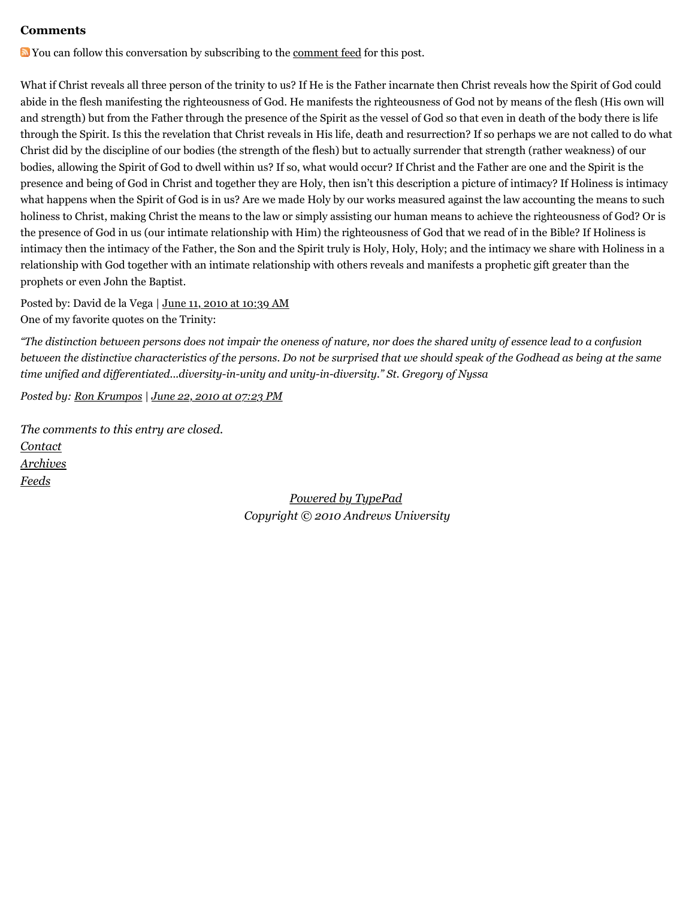### Comments

You can follow this conversation by subscribing to the comment feed for this post.

What if Christ reveals all three person of the trinity to us? If He is the Father incarnate then Christ reveals how the Spirit of God could abide in the flesh manifesting the righteousness of God. He manifests the righteousness of God not by means of the flesh (His own will and strength) but from the Father through the presence of the Spirit as the vessel of God so that even in death of the body there is life through the Spirit. Is this the revelation that Christ reveals in His life, death and resurrection? If so perhaps we are not called to do what Christ did by the discipline of our bodies (the strength of the flesh) but to actually surrender that strength (rather weakness) of our bodies, allowing the Spirit of God to dwell within us? If so, what would occur? If Christ and the Father are one and the Spirit is the presence and being of God in Christ and together they are Holy, then isn't this description a picture of intimacy? If Holiness is intimacy what happens when the Spirit of God is in us? Are we made Holy by our works measured against the law accounting the means to such holiness to Christ, making Christ the means to the law or simply assisting our human means to achieve the righteousness of God? Or is the presence of God in us (our intimate relationship with Him) the righteousness of God that we read of in the Bible? If Holiness is intimacy then the intimacy of the Father, the Son and the Spirit truly is Holy, Holy, Holy; and the intimacy we share with Holiness in a relationship with God together with an intimate relationship with others reveals and manifests a prophetic gift greater than the prophets or even John the Baptist.

Posted by: David de la Vega | June 11, 2010 at 10:39 AM

One of my favorite quotes on the Trinity:

*"The distinction between persons does not impair the oneness of nature, nor does the shared unity of essence lead to a confusion between the distinctive characteristics of the persons. Do not be surprised that we should speak of the Godhead as being at the same time unified and differentiated...diversity-in-unity and unity-in-diversity." St. Gregory of Nyssa*

*Posted by: Ron Krumpos | June 22, 2010 at 07:23 PM*

*The comments to this entry are closed.*

*Contact*
*Archives*
*Feeds*

*Powered by TypePad*
*Copyright © 2010 Andrews University*